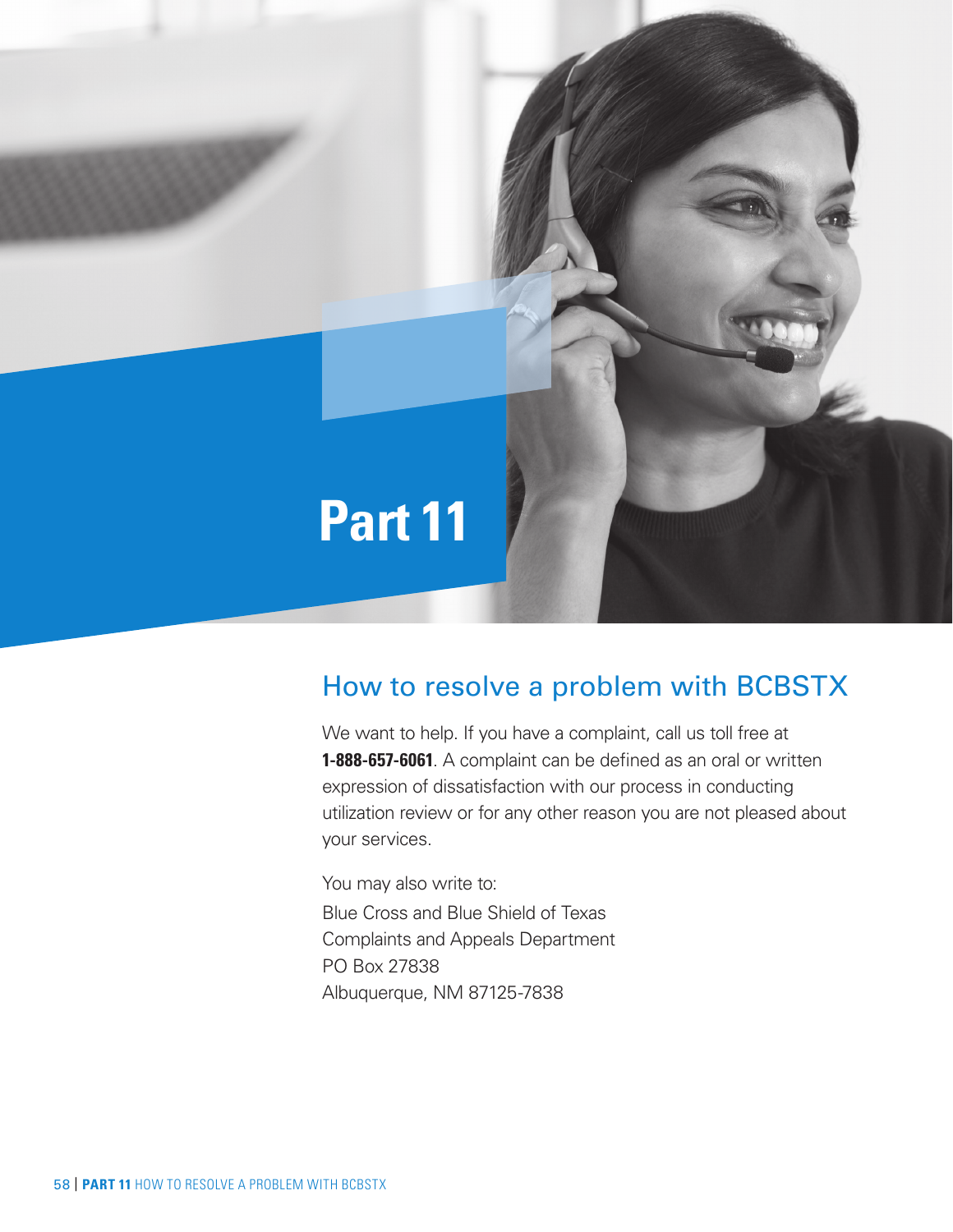# Part 11

## How to resolve a problem with BCBSTX

We want to help. If you have a complaint, call us toll free at **1-888-657-6061**. A complaint can be defined as an oral or written expression of dissatisfaction with our process in conducting utilization review or for any other reason you are not pleased about your services.

You may also write to:
Blue Cross and Blue Shield of Texas
Complaints and Appeals Department
PO Box 27838
Albuquerque, NM 87125-7838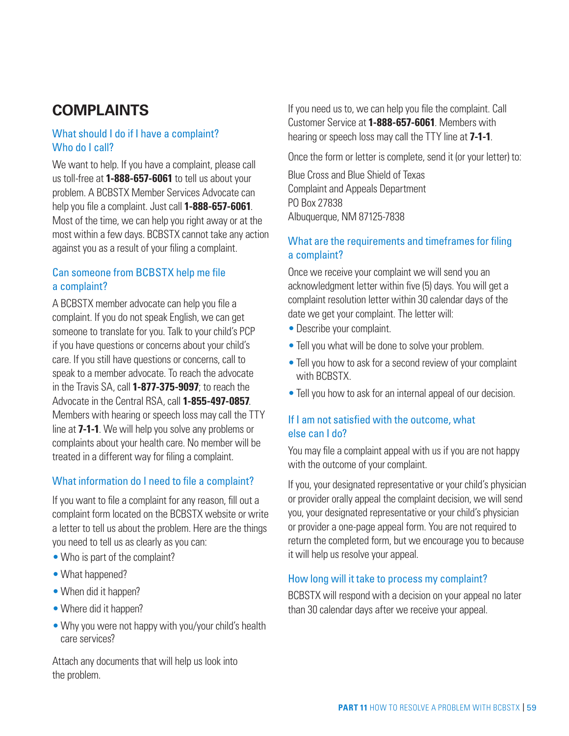# COMPLAINTS

### What should I do if I have a complaint? Who do I call?

We want to help. If you have a complaint, please call us toll-free at **1-888-657-6061** to tell us about your problem. A BCBSTX Member Services Advocate can help you file a complaint. Just call **1-888-657-6061**. Most of the time, we can help you right away or at the most within a few days. BCBSTX cannot take any action against you as a result of your filing a complaint.

### Can someone from BCBSTX help me file a complaint?

A BCBSTX member advocate can help you file a complaint. If you do not speak English, we can get someone to translate for you. Talk to your child's PCP if you have questions or concerns about your child's care. If you still have questions or concerns, call to speak to a member advocate. To reach the advocate in the Travis SA, call **1-877-375-9097**; to reach the Advocate in the Central RSA, call **1-855-497-0857**. Members with hearing or speech loss may call the TTY line at **7-1-1**. We will help you solve any problems or complaints about your health care. No member will be treated in a different way for filing a complaint.

### What information do I need to file a complaint?

If you want to file a complaint for any reason, fill out a complaint form located on the BCBSTX website or write a letter to tell us about the problem. Here are the things you need to tell us as clearly as you can:

- Who is part of the complaint?
- What happened?
- When did it happen?
- Where did it happen?
- Why you were not happy with you/your child's health care services?

Attach any documents that will help us look into the problem.

If you need us to, we can help you file the complaint. Call Customer Service at **1-888-657-6061**. Members with hearing or speech loss may call the TTY line at **7-1-1**.

Once the form or letter is complete, send it (or your letter) to:

Blue Cross and Blue Shield of Texas
Complaint and Appeals Department
PO Box 27838
Albuquerque, NM 87125-7838

### What are the requirements and timeframes for filing a complaint?

Once we receive your complaint we will send you an acknowledgment letter within five (5) days. You will get a complaint resolution letter within 30 calendar days of the date we get your complaint. The letter will:

- Describe your complaint.
- Tell you what will be done to solve your problem.
- Tell you how to ask for a second review of your complaint with BCBSTX.
- Tell you how to ask for an internal appeal of our decision.

### If I am not satisfied with the outcome, what else can I do?

You may file a complaint appeal with us if you are not happy with the outcome of your complaint.

If you, your designated representative or your child's physician or provider orally appeal the complaint decision, we will send you, your designated representative or your child's physician or provider a one-page appeal form. You are not required to return the completed form, but we encourage you to because it will help us resolve your appeal.

### How long will it take to process my complaint?

BCBSTX will respond with a decision on your appeal no later than 30 calendar days after we receive your appeal.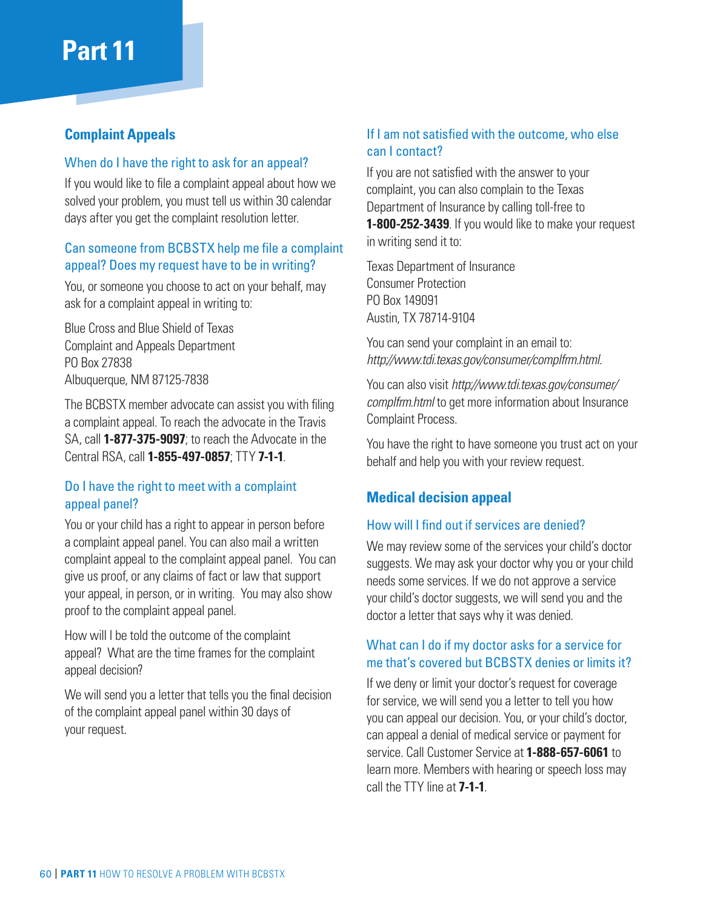# Part 11

## Complaint Appeals

### When do I have the right to ask for an appeal?

If you would like to file a complaint appeal about how we solved your problem, you must tell us within 30 calendar days after you get the complaint resolution letter.

### Can someone from BCBSTX help me file a complaint appeal? Does my request have to be in writing?

You, or someone you choose to act on your behalf, may ask for a complaint appeal in writing to:

Blue Cross and Blue Shield of Texas
Complaint and Appeals Department
PO Box 27838
Albuquerque, NM 87125-7838

The BCBSTX member advocate can assist you with filing a complaint appeal. To reach the advocate in the Travis SA, call **1-877-375-9097**; to reach the Advocate in the Central RSA, call **1-855-497-0857**; TTY **7-1-1**.

### Do I have the right to meet with a complaint appeal panel?

You or your child has a right to appear in person before a complaint appeal panel. You can also mail a written complaint appeal to the complaint appeal panel. You can give us proof, or any claims of fact or law that support your appeal, in person, or in writing. You may also show proof to the complaint appeal panel.

How will I be told the outcome of the complaint appeal? What are the time frames for the complaint appeal decision?

We will send you a letter that tells you the final decision of the complaint appeal panel within 30 days of your request.

### If I am not satisfied with the outcome, who else can I contact?

If you are not satisfied with the answer to your complaint, you can also complain to the Texas Department of Insurance by calling toll-free to **1-800-252-3439**. If you would like to make your request in writing send it to:

Texas Department of Insurance
Consumer Protection
PO Box 149091
Austin, TX 78714-9104

You can send your complaint in an email to: *http://www.tdi.texas.gov/consumer/complfrm.html*.

You can also visit *http://www.tdi.texas.gov/consumer/complfrm.html* to get more information about Insurance Complaint Process.

You have the right to have someone you trust act on your behalf and help you with your review request.

## Medical decision appeal

### How will I find out if services are denied?

We may review some of the services your child's doctor suggests. We may ask your doctor why you or your child needs some services. If we do not approve a service your child's doctor suggests, we will send you and the doctor a letter that says why it was denied.

### What can I do if my doctor asks for a service for me that's covered but BCBSTX denies or limits it?

If we deny or limit your doctor's request for coverage for service, we will send you a letter to tell you how you can appeal our decision. You, or your child's doctor, can appeal a denial of medical service or payment for service. Call Customer Service at **1-888-657-6061** to learn more. Members with hearing or speech loss may call the TTY line at **7-1-1**.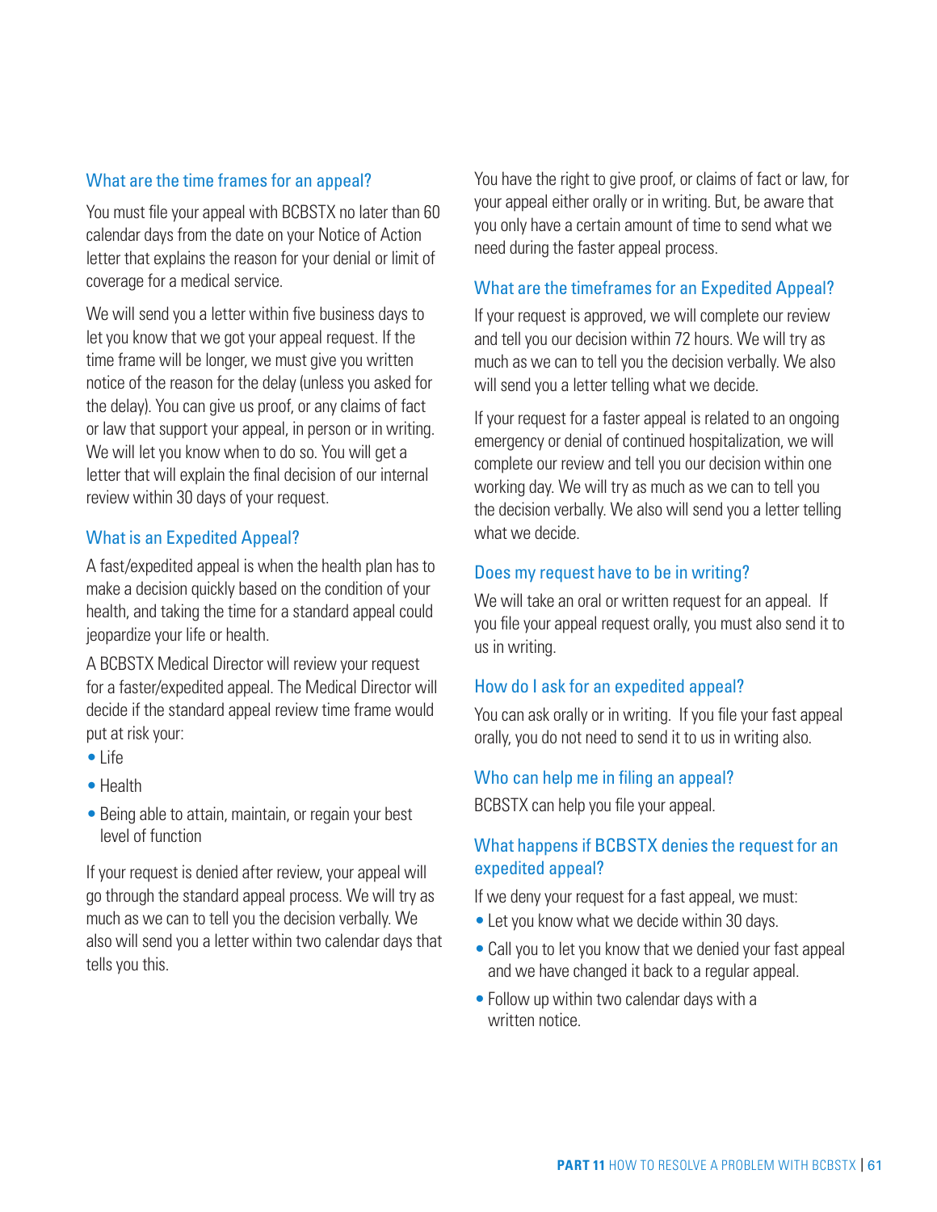### What are the time frames for an appeal?

You must file your appeal with BCBSTX no later than 60 calendar days from the date on your Notice of Action letter that explains the reason for your denial or limit of coverage for a medical service.

We will send you a letter within five business days to let you know that we got your appeal request. If the time frame will be longer, we must give you written notice of the reason for the delay (unless you asked for the delay). You can give us proof, or any claims of fact or law that support your appeal, in person or in writing. We will let you know when to do so. You will get a letter that will explain the final decision of our internal review within 30 days of your request.

### What is an Expedited Appeal?

A fast/expedited appeal is when the health plan has to make a decision quickly based on the condition of your health, and taking the time for a standard appeal could jeopardize your life or health.

A BCBSTX Medical Director will review your request for a faster/expedited appeal. The Medical Director will decide if the standard appeal review time frame would put at risk your:

- Life
- Health
- Being able to attain, maintain, or regain your best level of function

If your request is denied after review, your appeal will go through the standard appeal process. We will try as much as we can to tell you the decision verbally. We also will send you a letter within two calendar days that tells you this.

You have the right to give proof, or claims of fact or law, for your appeal either orally or in writing. But, be aware that you only have a certain amount of time to send what we need during the faster appeal process.

### What are the timeframes for an Expedited Appeal?

If your request is approved, we will complete our review and tell you our decision within 72 hours. We will try as much as we can to tell you the decision verbally. We also will send you a letter telling what we decide.

If your request for a faster appeal is related to an ongoing emergency or denial of continued hospitalization, we will complete our review and tell you our decision within one working day. We will try as much as we can to tell you the decision verbally. We also will send you a letter telling what we decide.

### Does my request have to be in writing?

We will take an oral or written request for an appeal. If you file your appeal request orally, you must also send it to us in writing.

### How do I ask for an expedited appeal?

You can ask orally or in writing. If you file your fast appeal orally, you do not need to send it to us in writing also.

### Who can help me in filing an appeal?

BCBSTX can help you file your appeal.

### What happens if BCBSTX denies the request for an expedited appeal?

If we deny your request for a fast appeal, we must:

- Let you know what we decide within 30 days.
- Call you to let you know that we denied your fast appeal and we have changed it back to a regular appeal.
- Follow up within two calendar days with a written notice.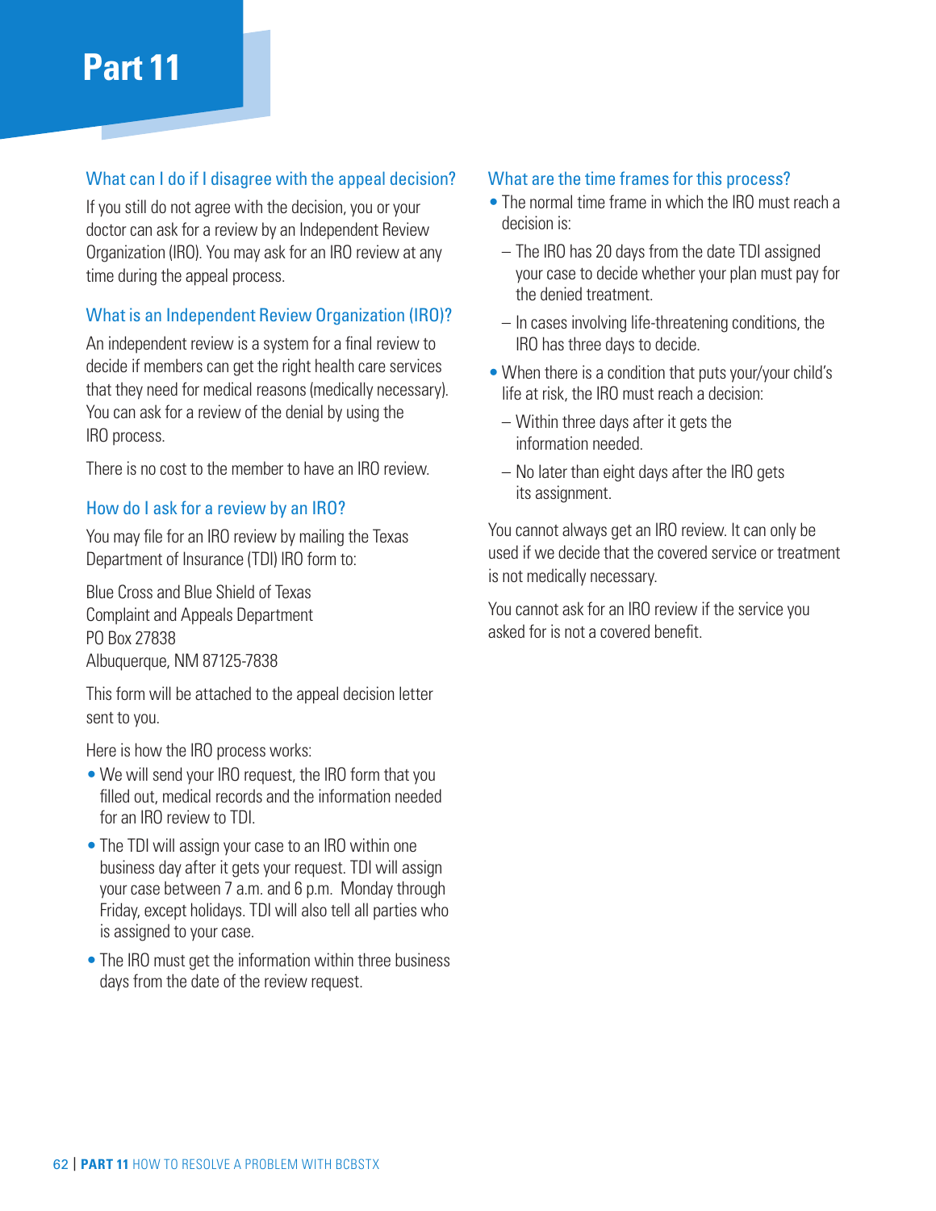# Part 11

### What can I do if I disagree with the appeal decision?

If you still do not agree with the decision, you or your doctor can ask for a review by an Independent Review Organization (IRO). You may ask for an IRO review at any time during the appeal process.

### What is an Independent Review Organization (IRO)?

An independent review is a system for a final review to decide if members can get the right health care services that they need for medical reasons (medically necessary). You can ask for a review of the denial by using the IRO process.

There is no cost to the member to have an IRO review.

### How do I ask for a review by an IRO?

You may file for an IRO review by mailing the Texas Department of Insurance (TDI) IRO form to:

Blue Cross and Blue Shield of Texas
Complaint and Appeals Department
PO Box 27838
Albuquerque, NM 87125-7838

This form will be attached to the appeal decision letter sent to you.

Here is how the IRO process works:

- We will send your IRO request, the IRO form that you filled out, medical records and the information needed for an IRO review to TDI.
- The TDI will assign your case to an IRO within one business day after it gets your request. TDI will assign your case between 7 a.m. and 6 p.m. Monday through Friday, except holidays. TDI will also tell all parties who is assigned to your case.
- The IRO must get the information within three business days from the date of the review request.

### What are the time frames for this process?

- The normal time frame in which the IRO must reach a decision is:
  - The IRO has 20 days from the date TDI assigned your case to decide whether your plan must pay for the denied treatment.
  - In cases involving life-threatening conditions, the IRO has three days to decide.
- When there is a condition that puts your/your child's life at risk, the IRO must reach a decision:
  - Within three days after it gets the information needed.
  - No later than eight days after the IRO gets its assignment.

You cannot always get an IRO review. It can only be used if we decide that the covered service or treatment is not medically necessary.

You cannot ask for an IRO review if the service you asked for is not a covered benefit.